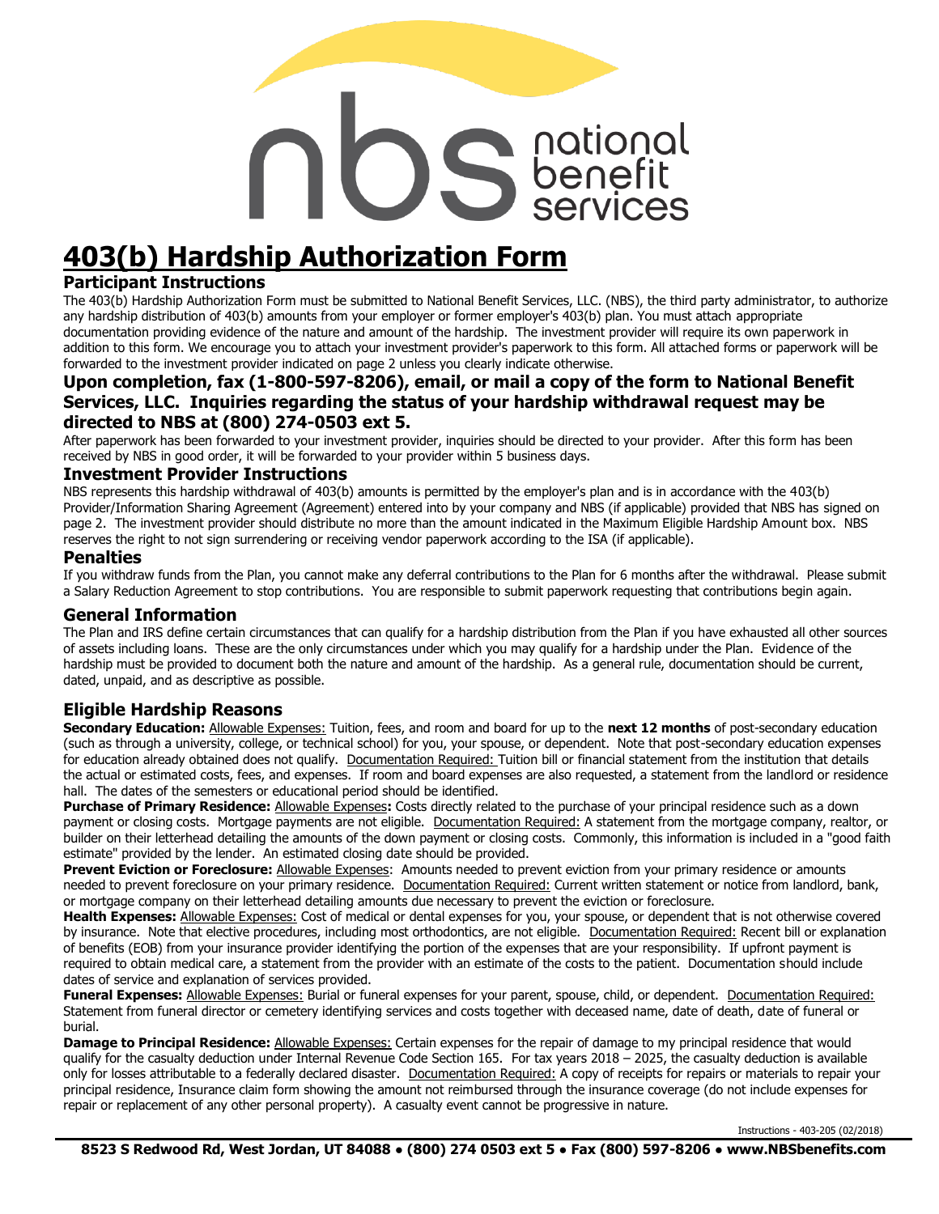# 403(b) Hardship Authorization Form

## Participant Instructions

The 403(b) Hardship Authorization Form must be submitted to National Benefit Services, LLC. (NBS), the third party administrator, to authorize any hardship distribution of 403(b) amounts from your employer or former employer's 403(b) plan. You must attach appropriate documentation providing evidence of the nature and amount of the hardship. The investment provider will require its own paperwork in addition to this form. We encourage you to attach your investment provider's paperwork to this form. All attached forms or paperwork will be forwarded to the investment provider indicated on page 2 unless you clearly indicate otherwise.

### Upon completion, fax (1-800-597-8206), email, or mail a copy of the form to National Benefit Services, LLC. Inquiries regarding the status of your hardship withdrawal request may be directed to NBS at (800) 274-0503 ext 5.

After paperwork has been forwarded to your investment provider, inquiries should be directed to your provider. After this form has been received by NBS in good order, it will be forwarded to your provider within 5 business days.

## Investment Provider Instructions

NBS represents this hardship withdrawal of 403(b) amounts is permitted by the employer's plan and is in accordance with the 403(b) Provider/Information Sharing Agreement (Agreement) entered into by your company and NBS (if applicable) provided that NBS has signed on page 2. The investment provider should distribute no more than the amount indicated in the Maximum Eligible Hardship Amount box. NBS reserves the right to not sign surrendering or receiving vendor paperwork according to the ISA (if applicable).

## Penalties

If you withdraw funds from the Plan, you cannot make any deferral contributions to the Plan for 6 months after the withdrawal. Please submit a Salary Reduction Agreement to stop contributions. You are responsible to submit paperwork requesting that contributions begin again.

## General Information

The Plan and IRS define certain circumstances that can qualify for a hardship distribution from the Plan if you have exhausted all other sources of assets including loans. These are the only circumstances under which you may qualify for a hardship under the Plan. Evidence of the hardship must be provided to document both the nature and amount of the hardship. As a general rule, documentation should be current, dated, unpaid, and as descriptive as possible.

## Eligible Hardship Reasons

**Secondary Education:** Allowable Expenses: Tuition, fees, and room and board for up to the **next 12 months** of post-secondary education (such as through a university, college, or technical school) for you, your spouse, or dependent. Note that post-secondary education expenses for education already obtained does not qualify. Documentation Required: Tuition bill or financial statement from the institution that details the actual or estimated costs, fees, and expenses. If room and board expenses are also requested, a statement from the landlord or residence hall. The dates of the semesters or educational period should be identified.

**Purchase of Primary Residence:** Allowable Expenses**:** Costs directly related to the purchase of your principal residence such as a down payment or closing costs. Mortgage payments are not eligible. Documentation Required: A statement from the mortgage company, realtor, or builder on their letterhead detailing the amounts of the down payment or closing costs. Commonly, this information is included in a "good faith estimate" provided by the lender. An estimated closing date should be provided.

**Prevent Eviction or Foreclosure:** Allowable Expenses: Amounts needed to prevent eviction from your primary residence or amounts needed to prevent foreclosure on your primary residence. Documentation Required: Current written statement or notice from landlord, bank, or mortgage company on their letterhead detailing amounts due necessary to prevent the eviction or foreclosure.

**Health Expenses:** Allowable Expenses: Cost of medical or dental expenses for you, your spouse, or dependent that is not otherwise covered by insurance. Note that elective procedures, including most orthodontics, are not eligible. Documentation Required: Recent bill or explanation of benefits (EOB) from your insurance provider identifying the portion of the expenses that are your responsibility. If upfront payment is required to obtain medical care, a statement from the provider with an estimate of the costs to the patient. Documentation should include dates of service and explanation of services provided.

**Funeral Expenses:** Allowable Expenses: Burial or funeral expenses for your parent, spouse, child, or dependent. Documentation Required: Statement from funeral director or cemetery identifying services and costs together with deceased name, date of death, date of funeral or burial.

**Damage to Principal Residence:** Allowable Expenses: Certain expenses for the repair of damage to my principal residence that would qualify for the casualty deduction under Internal Revenue Code Section 165. For tax years 2018 – 2025, the casualty deduction is available only for losses attributable to a federally declared disaster. Documentation Required: A copy of receipts for repairs or materials to repair your principal residence, Insurance claim form showing the amount not reimbursed through the insurance coverage (do not include expenses for repair or replacement of any other personal property). A casualty event cannot be progressive in nature.

Instructions - 403-205 (02/2018)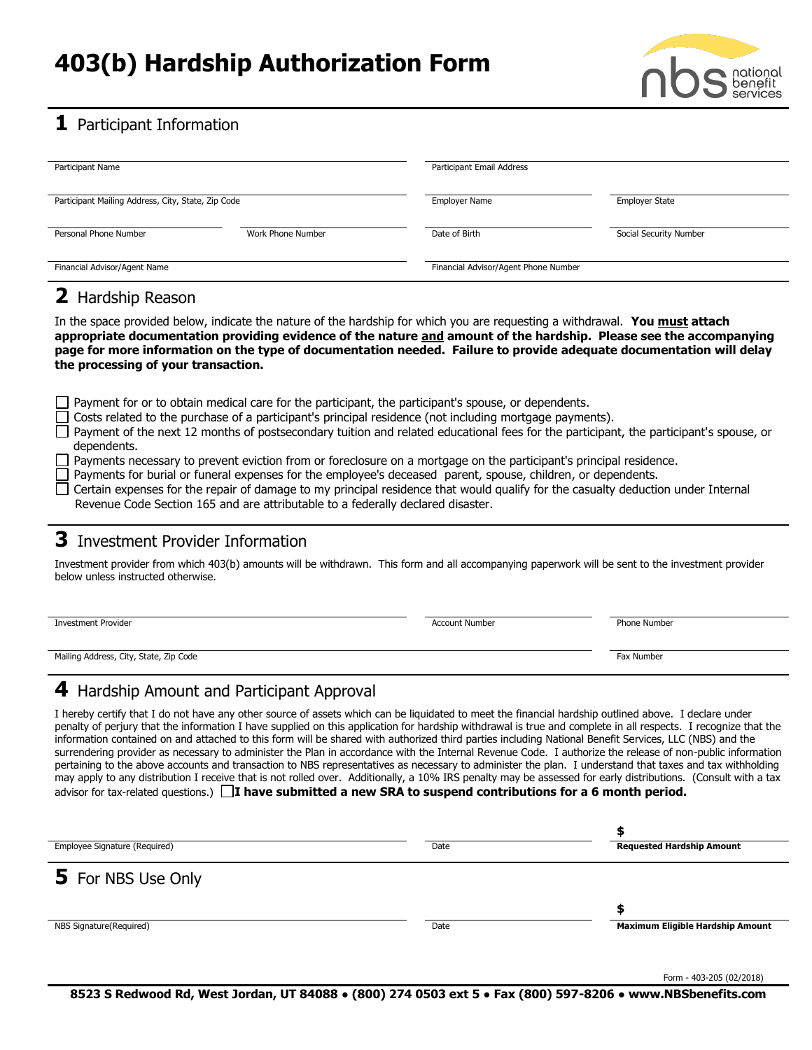# 403(b) Hardship Authorization Form

## 1 Participant Information

| | |
|---|---|
| Participant Name | Participant Email Address |
| Participant Mailing Address, City, State, Zip Code | Employer Name / Employer State |
| Personal Phone Number / Work Phone Number | Date of Birth / Social Security Number |
| Financial Advisor/Agent Name | Financial Advisor/Agent Phone Number |

## 2 Hardship Reason

In the space provided below, indicate the nature of the hardship for which you are requesting a withdrawal. **You must attach appropriate documentation providing evidence of the nature and amount of the hardship. Please see the accompanying page for more information on the type of documentation needed. Failure to provide adequate documentation will delay the processing of your transaction.**

- ☐ Payment for or to obtain medical care for the participant, the participant's spouse, or dependents.
- ☐ Costs related to the purchase of a participant's principal residence (not including mortgage payments).
- ☐ Payment of the next 12 months of postsecondary tuition and related educational fees for the participant, the participant's spouse, or dependents.
- ☐ Payments necessary to prevent eviction from or foreclosure on a mortgage on the participant's principal residence.
- ☐ Payments for burial or funeral expenses for the employee's deceased parent, spouse, children, or dependents.
- ☐ Certain expenses for the repair of damage to my principal residence that would qualify for the casualty deduction under Internal Revenue Code Section 165 and are attributable to a federally declared disaster.

## 3 Investment Provider Information

Investment provider from which 403(b) amounts will be withdrawn. This form and all accompanying paperwork will be sent to the investment provider below unless instructed otherwise.

| | | |
|---|---|---|
| Investment Provider | Account Number | Phone Number |
| Mailing Address, City, State, Zip Code | | Fax Number |

## 4 Hardship Amount and Participant Approval

I hereby certify that I do not have any other source of assets which can be liquidated to meet the financial hardship outlined above. I declare under penalty of perjury that the information I have supplied on this application for hardship withdrawal is true and complete in all respects. I recognize that the information contained on and attached to this form will be shared with authorized third parties including National Benefit Services, LLC (NBS) and the surrendering provider as necessary to administer the Plan in accordance with the Internal Revenue Code. I authorize the release of non-public information pertaining to the above accounts and transaction to NBS representatives as necessary to administer the plan. I understand that taxes and tax withholding may apply to any distribution I receive that is not rolled over. Additionally, a 10% IRS penalty may be assessed for early distributions. (Consult with a tax advisor for tax-related questions.) ☐ **I have submitted a new SRA to suspend contributions for a 6 month period.**

| | | |
|---|---|---|
| | | $ |
| Employee Signature (Required) | Date | **Requested Hardship Amount** |

## 5 For NBS Use Only

| | | |
|---|---|---|
| | | $ |
| NBS Signature(Required) | Date | **Maximum Eligible Hardship Amount** |

Form - 403-205 (02/2018)

**8523 S Redwood Rd, West Jordan, UT 84088 • (800) 274 0503 ext 5 • Fax (800) 597-8206 • www.NBSbenefits.com**